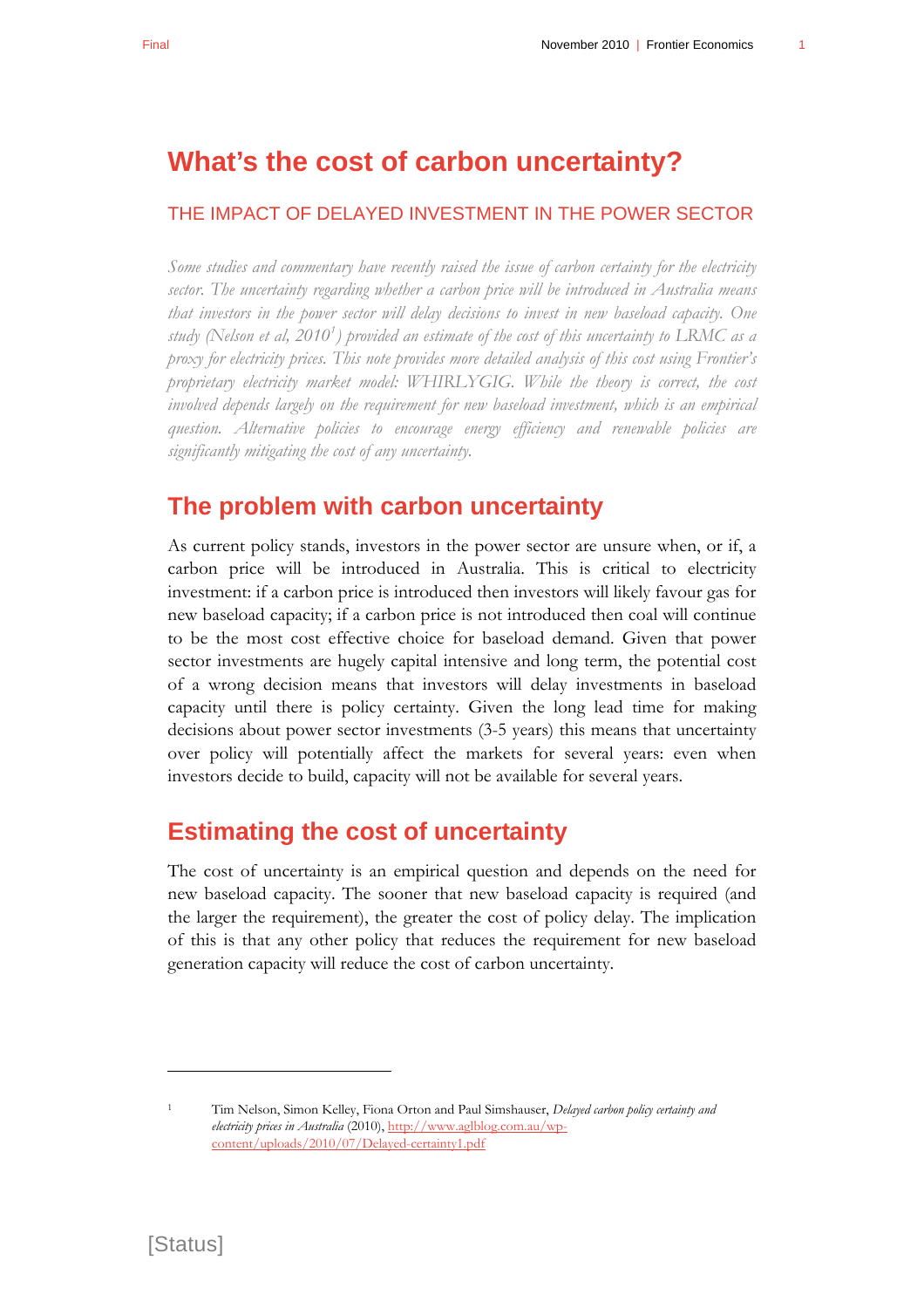# What's the cost of carbon uncertainty?

## THE IMPACT OF DELAYED INVESTMENT IN THE POWER SECTOR

*Some studies and commentary have recently raised the issue of carbon certainty for the electricity sector. The uncertainty regarding whether a carbon price will be introduced in Australia means that investors in the power sector will delay decisions to invest in new baseload capacity. One study (Nelson et al, 2010[1]) provided an estimate of the cost of this uncertainty to LRMC as a proxy for electricity prices. This note provides more detailed analysis of this cost using Frontier's proprietary electricity market model: WHIRLYGIG. While the theory is correct, the cost involved depends largely on the requirement for new baseload investment, which is an empirical question. Alternative policies to encourage energy efficiency and renewable policies are significantly mitigating the cost of any uncertainty.*

## The problem with carbon uncertainty

As current policy stands, investors in the power sector are unsure when, or if, a carbon price will be introduced in Australia. This is critical to electricity investment: if a carbon price is introduced then investors will likely favour gas for new baseload capacity; if a carbon price is not introduced then coal will continue to be the most cost effective choice for baseload demand. Given that power sector investments are hugely capital intensive and long term, the potential cost of a wrong decision means that investors will delay investments in baseload capacity until there is policy certainty. Given the long lead time for making decisions about power sector investments (3-5 years) this means that uncertainty over policy will potentially affect the markets for several years: even when investors decide to build, capacity will not be available for several years.

## Estimating the cost of uncertainty

The cost of uncertainty is an empirical question and depends on the need for new baseload capacity. The sooner that new baseload capacity is required (and the larger the requirement), the greater the cost of policy delay. The implication of this is that any other policy that reduces the requirement for new baseload generation capacity will reduce the cost of carbon uncertainty.

---

[1] Tim Nelson, Simon Kelley, Fiona Orton and Paul Simshauser, *Delayed carbon policy certainty and electricity prices in Australia* (2010), http://www.aglblog.com.au/wp-content/uploads/2010/07/Delayed-certainty1.pdf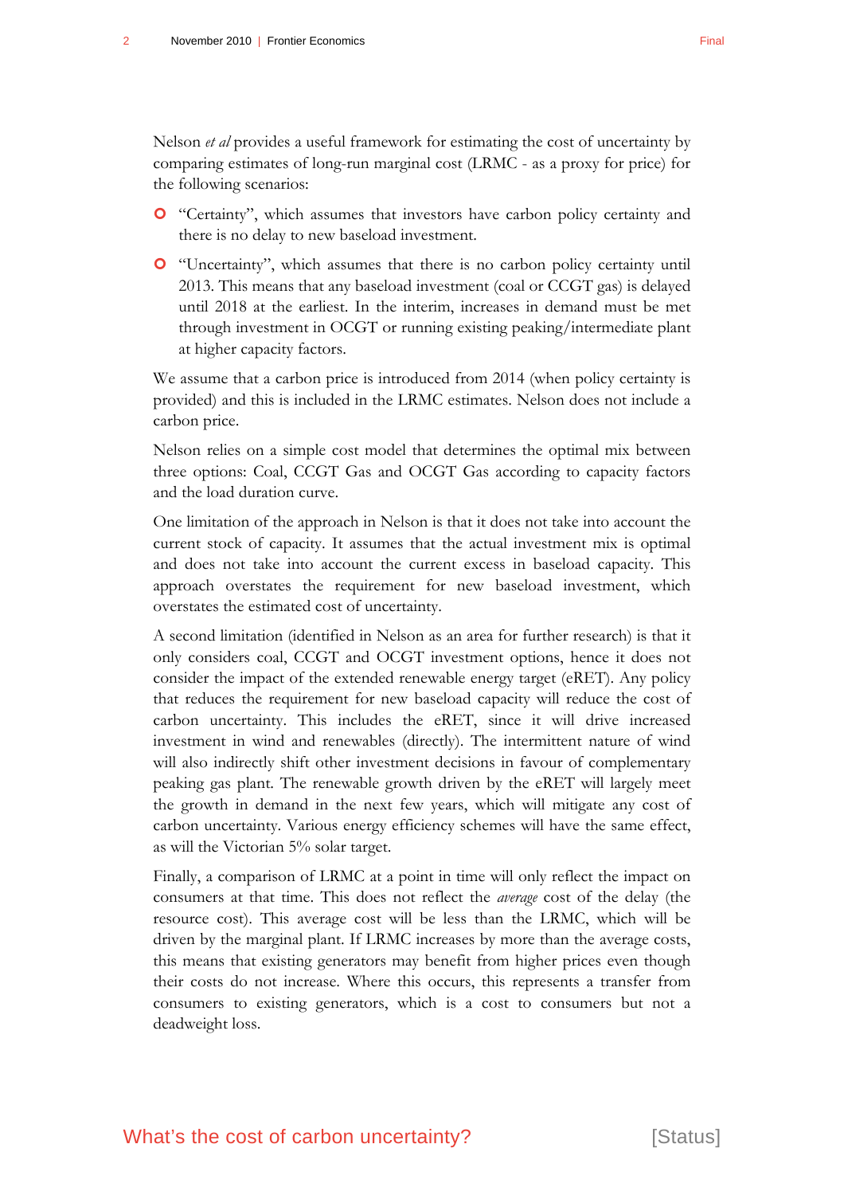Nelson *et al* provides a useful framework for estimating the cost of uncertainty by comparing estimates of long-run marginal cost (LRMC - as a proxy for price) for the following scenarios:

- "Certainty", which assumes that investors have carbon policy certainty and there is no delay to new baseload investment.
- "Uncertainty", which assumes that there is no carbon policy certainty until 2013. This means that any baseload investment (coal or CCGT gas) is delayed until 2018 at the earliest. In the interim, increases in demand must be met through investment in OCGT or running existing peaking/intermediate plant at higher capacity factors.

We assume that a carbon price is introduced from 2014 (when policy certainty is provided) and this is included in the LRMC estimates. Nelson does not include a carbon price.

Nelson relies on a simple cost model that determines the optimal mix between three options: Coal, CCGT Gas and OCGT Gas according to capacity factors and the load duration curve.

One limitation of the approach in Nelson is that it does not take into account the current stock of capacity. It assumes that the actual investment mix is optimal and does not take into account the current excess in baseload capacity. This approach overstates the requirement for new baseload investment, which overstates the estimated cost of uncertainty.

A second limitation (identified in Nelson as an area for further research) is that it only considers coal, CCGT and OCGT investment options, hence it does not consider the impact of the extended renewable energy target (eRET). Any policy that reduces the requirement for new baseload capacity will reduce the cost of carbon uncertainty. This includes the eRET, since it will drive increased investment in wind and renewables (directly). The intermittent nature of wind will also indirectly shift other investment decisions in favour of complementary peaking gas plant. The renewable growth driven by the eRET will largely meet the growth in demand in the next few years, which will mitigate any cost of carbon uncertainty. Various energy efficiency schemes will have the same effect, as will the Victorian 5% solar target.

Finally, a comparison of LRMC at a point in time will only reflect the impact on consumers at that time. This does not reflect the *average* cost of the delay (the resource cost). This average cost will be less than the LRMC, which will be driven by the marginal plant. If LRMC increases by more than the average costs, this means that existing generators may benefit from higher prices even though their costs do not increase. Where this occurs, this represents a transfer from consumers to existing generators, which is a cost to consumers but not a deadweight loss.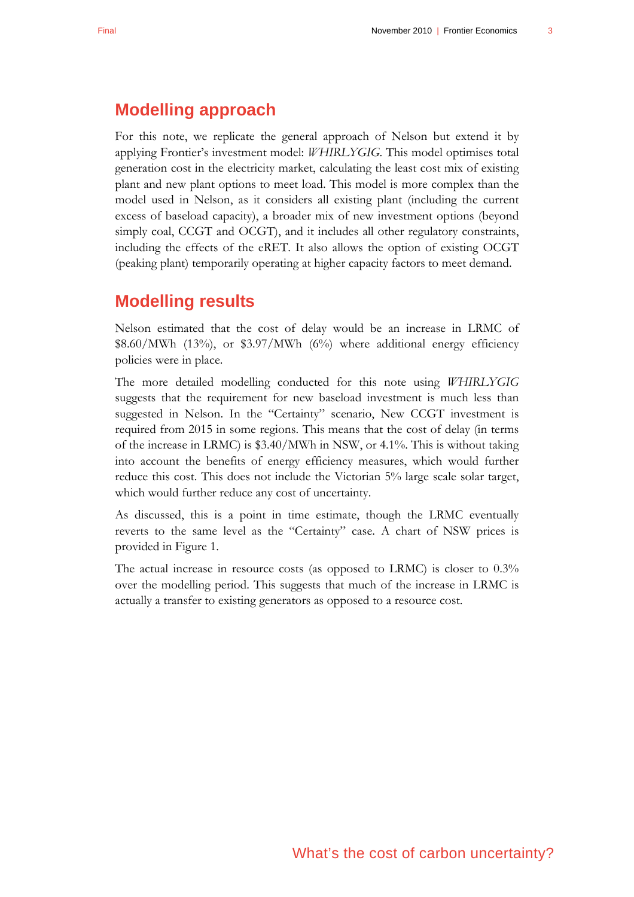## Modelling approach

For this note, we replicate the general approach of Nelson but extend it by applying Frontier's investment model: *WHIRLYGIG*. This model optimises total generation cost in the electricity market, calculating the least cost mix of existing plant and new plant options to meet load. This model is more complex than the model used in Nelson, as it considers all existing plant (including the current excess of baseload capacity), a broader mix of new investment options (beyond simply coal, CCGT and OCGT), and it includes all other regulatory constraints, including the effects of the eRET. It also allows the option of existing OCGT (peaking plant) temporarily operating at higher capacity factors to meet demand.

## Modelling results

Nelson estimated that the cost of delay would be an increase in LRMC of $8.60/MWh (13%), or $3.97/MWh (6%) where additional energy efficiency policies were in place.

The more detailed modelling conducted for this note using *WHIRLYGIG* suggests that the requirement for new baseload investment is much less than suggested in Nelson. In the "Certainty" scenario, New CCGT investment is required from 2015 in some regions. This means that the cost of delay (in terms of the increase in LRMC) is $3.40/MWh in NSW, or 4.1%. This is without taking into account the benefits of energy efficiency measures, which would further reduce this cost. This does not include the Victorian 5% large scale solar target, which would further reduce any cost of uncertainty.

As discussed, this is a point in time estimate, though the LRMC eventually reverts to the same level as the "Certainty" case. A chart of NSW prices is provided in Figure 1.

The actual increase in resource costs (as opposed to LRMC) is closer to 0.3% over the modelling period. This suggests that much of the increase in LRMC is actually a transfer to existing generators as opposed to a resource cost.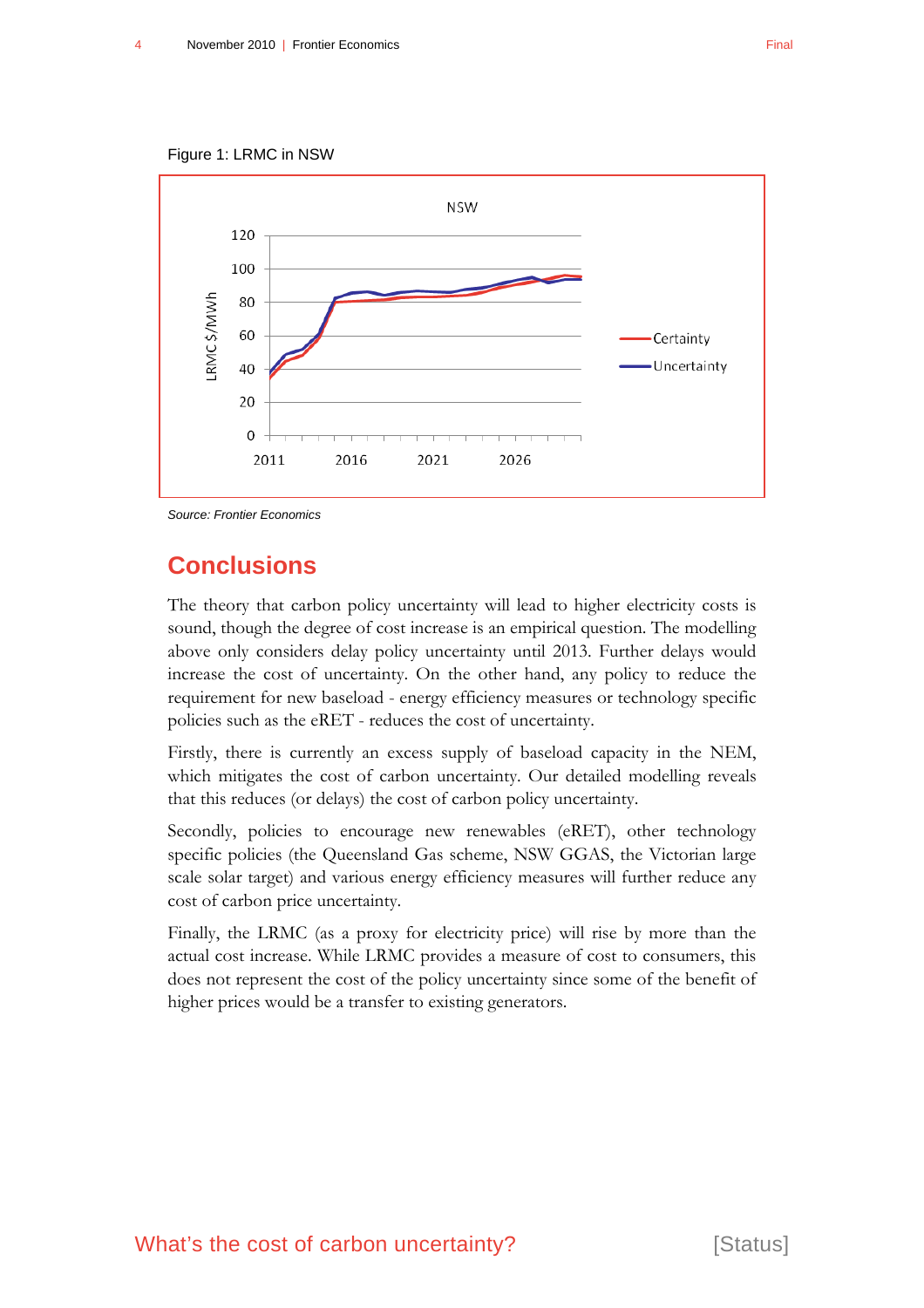Figure 1: LRMC in NSW

NSW

120
100
80
60
40
20
0

LRMC $/MWh

2011
2016
2021
2026

Certainty
Uncertainty

*Source: Frontier Economics*

## Conclusions

The theory that carbon policy uncertainty will lead to higher electricity costs is sound, though the degree of cost increase is an empirical question. The modelling above only considers delay policy uncertainty until 2013. Further delays would increase the cost of uncertainty. On the other hand, any policy to reduce the requirement for new baseload - energy efficiency measures or technology specific policies such as the eRET - reduces the cost of uncertainty.

Firstly, there is currently an excess supply of baseload capacity in the NEM, which mitigates the cost of carbon uncertainty. Our detailed modelling reveals that this reduces (or delays) the cost of carbon policy uncertainty.

Secondly, policies to encourage new renewables (eRET), other technology specific policies (the Queensland Gas scheme, NSW GGAS, the Victorian large scale solar target) and various energy efficiency measures will further reduce any cost of carbon price uncertainty.

Finally, the LRMC (as a proxy for electricity price) will rise by more than the actual cost increase. While LRMC provides a measure of cost to consumers, this does not represent the cost of the policy uncertainty since some of the benefit of higher prices would be a transfer to existing generators.